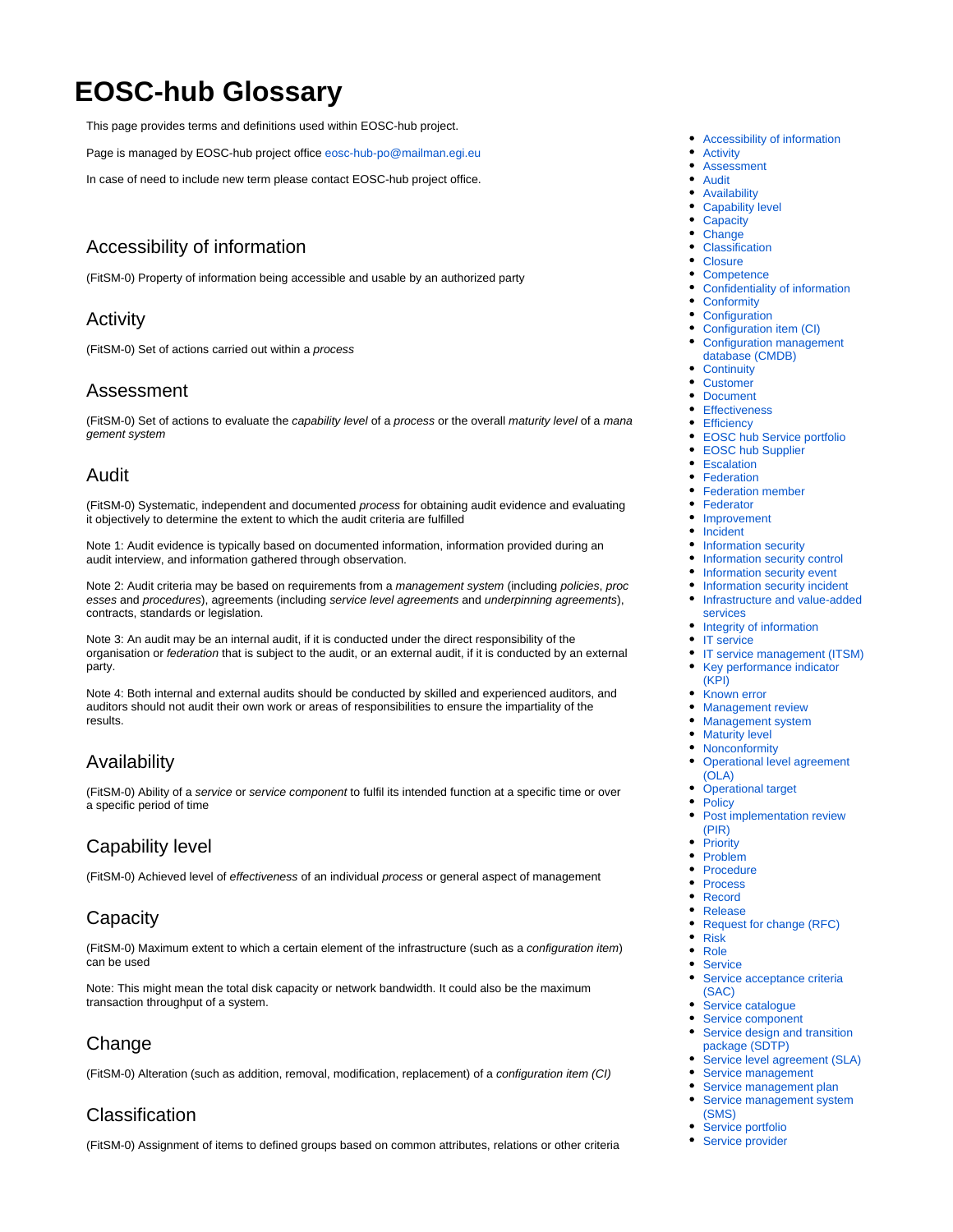# EOSC-hub Glossary

This page provides terms and definitions used within EOSC-hub project.

Page is managed by EOSC-hub project office eosc-hub-po@mailman.egi.eu

In case of need to include new term please contact EOSC-hub project office.

- Accessibility of information
- Activity
- Assessment
- Audit
- Availability
- Capability level
- Capacity
- Change
- Classification
- Closure
- Competence
- Confidentiality of information
- Conformity
- Configuration
- Configuration item (CI)
- Configuration management database (CMDB)
- Continuity
- Customer
- Document
- Effectiveness
- Efficiency
- EOSC hub Service portfolio
- EOSC hub Supplier
- Escalation
- Federation
- Federation member
- Federator
- Improvement
- Incident
- Information security
- Information security control
- Information security event
- Information security incident
- Infrastructure and value-added services
- Integrity of information
- IT service
- IT service management (ITSM)
- Key performance indicator (KPI)
- Known error
- Management review
- Management system
- Maturity level
- Nonconformity
- Operational level agreement (OLA)
- Operational target
- Policy
- Post implementation review (PIR)
- Priority
- Problem
- Procedure
- Process
- Record
- Release
- Request for change (RFC)
- Risk
- Role
- Service
- Service acceptance criteria (SAC)
- Service catalogue
- Service component
- Service design and transition package (SDTP)
- Service level agreement (SLA)
- Service management
- Service management plan
- Service management system (SMS)
- Service portfolio
- Service provider

## Accessibility of information

(FitSM-0) Property of information being accessible and usable by an authorized party

## Activity

(FitSM-0) Set of actions carried out within a *process*

## Assessment

(FitSM-0) Set of actions to evaluate the *capability level* of a *process* or the overall *maturity level* of a *management system*

## Audit

(FitSM-0) Systematic, independent and documented *process* for obtaining audit evidence and evaluating it objectively to determine the extent to which the audit criteria are fulfilled

Note 1: Audit evidence is typically based on documented information, information provided during an audit interview, and information gathered through observation.

Note 2: Audit criteria may be based on requirements from a *management system* (including *policies*, *processes* and *procedures*), agreements (including *service level agreements* and *underpinning agreements*), contracts, standards or legislation.

Note 3: An audit may be an internal audit, if it is conducted under the direct responsibility of the organisation or *federation* that is subject to the audit, or an external audit, if it is conducted by an external party.

Note 4: Both internal and external audits should be conducted by skilled and experienced auditors, and auditors should not audit their own work or areas of responsibilities to ensure the impartiality of the results.

## Availability

(FitSM-0) Ability of a *service* or *service component* to fulfil its intended function at a specific time or over a specific period of time

## Capability level

(FitSM-0) Achieved level of *effectiveness* of an individual *process* or general aspect of management

## Capacity

(FitSM-0) Maximum extent to which a certain element of the infrastructure (such as a *configuration item*) can be used

Note: This might mean the total disk capacity or network bandwidth. It could also be the maximum transaction throughput of a system.

## Change

(FitSM-0) Alteration (such as addition, removal, modification, replacement) of a *configuration item (CI)*

## Classification

(FitSM-0) Assignment of items to defined groups based on common attributes, relations or other criteria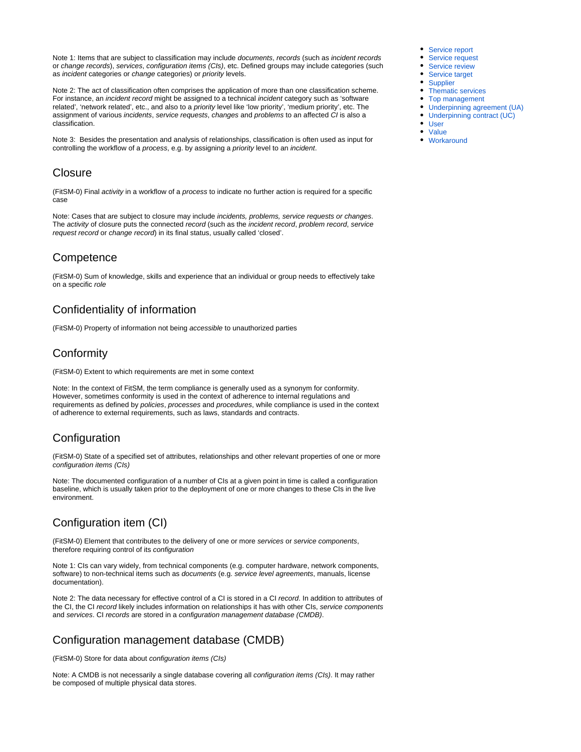Note 1: Items that are subject to classification may include *documents*, *records* (such as *incident records* or *change records*), *services*, *configuration items (CIs)*, etc. Defined groups may include categories (such as *incident* categories or *change* categories) or *priority* levels.

Note 2: The act of classification often comprises the application of more than one classification scheme. For instance, an *incident record* might be assigned to a technical *incident* category such as 'software related', 'network related', etc., and also to a *priority* level like 'low priority', 'medium priority', etc. The assignment of various *incidents*, *service requests*, *changes* and *problems* to an affected *CI* is also a classification.

Note 3: Besides the presentation and analysis of relationships, classification is often used as input for controlling the workflow of a *process*, e.g. by assigning a *priority* level to an *incident*.

## Closure

(FitSM-0) Final *activity* in a workflow of a *process* to indicate no further action is required for a specific case

Note: Cases that are subject to closure may include *incidents, problems, service requests or changes*. The *activity* of closure puts the connected *record* (such as the *incident record*, *problem record*, *service request record* or *change record*) in its final status, usually called 'closed'.

## Competence

(FitSM-0) Sum of knowledge, skills and experience that an individual or group needs to effectively take on a specific *role*

## Confidentiality of information

(FitSM-0) Property of information not being *accessible* to unauthorized parties

## Conformity

(FitSM-0) Extent to which requirements are met in some context

Note: In the context of FitSM, the term compliance is generally used as a synonym for conformity. However, sometimes conformity is used in the context of adherence to internal regulations and requirements as defined by *policies*, *processes* and *procedures*, while compliance is used in the context of adherence to external requirements, such as laws, standards and contracts.

## Configuration

(FitSM-0) State of a specified set of attributes, relationships and other relevant properties of one or more *configuration items (CIs)*

Note: The documented configuration of a number of CIs at a given point in time is called a configuration baseline, which is usually taken prior to the deployment of one or more changes to these CIs in the live environment.

## Configuration item (CI)

(FitSM-0) Element that contributes to the delivery of one or more *services* or *service components*, therefore requiring control of its *configuration*

Note 1: CIs can vary widely, from technical components (e.g. computer hardware, network components, software) to non-technical items such as *documents* (e.g. *service level agreements*, manuals, license documentation).

Note 2: The data necessary for effective control of a CI is stored in a CI *record*. In addition to attributes of the CI, the CI *record* likely includes information on relationships it has with other CIs, *service components* and *services*. CI *records* are stored in a *configuration management database (CMDB)*.

## Configuration management database (CMDB)

(FitSM-0) Store for data about *configuration items (CIs)*

Note: A CMDB is not necessarily a single database covering all *configuration items (CIs)*. It may rather be composed of multiple physical data stores.

- Service report
- Service request
- Service review
- Service target
- Supplier
- Thematic services
- Top management
- Underpinning agreement (UA)
- Underpinning contract (UC)
- User
- Value
- Workaround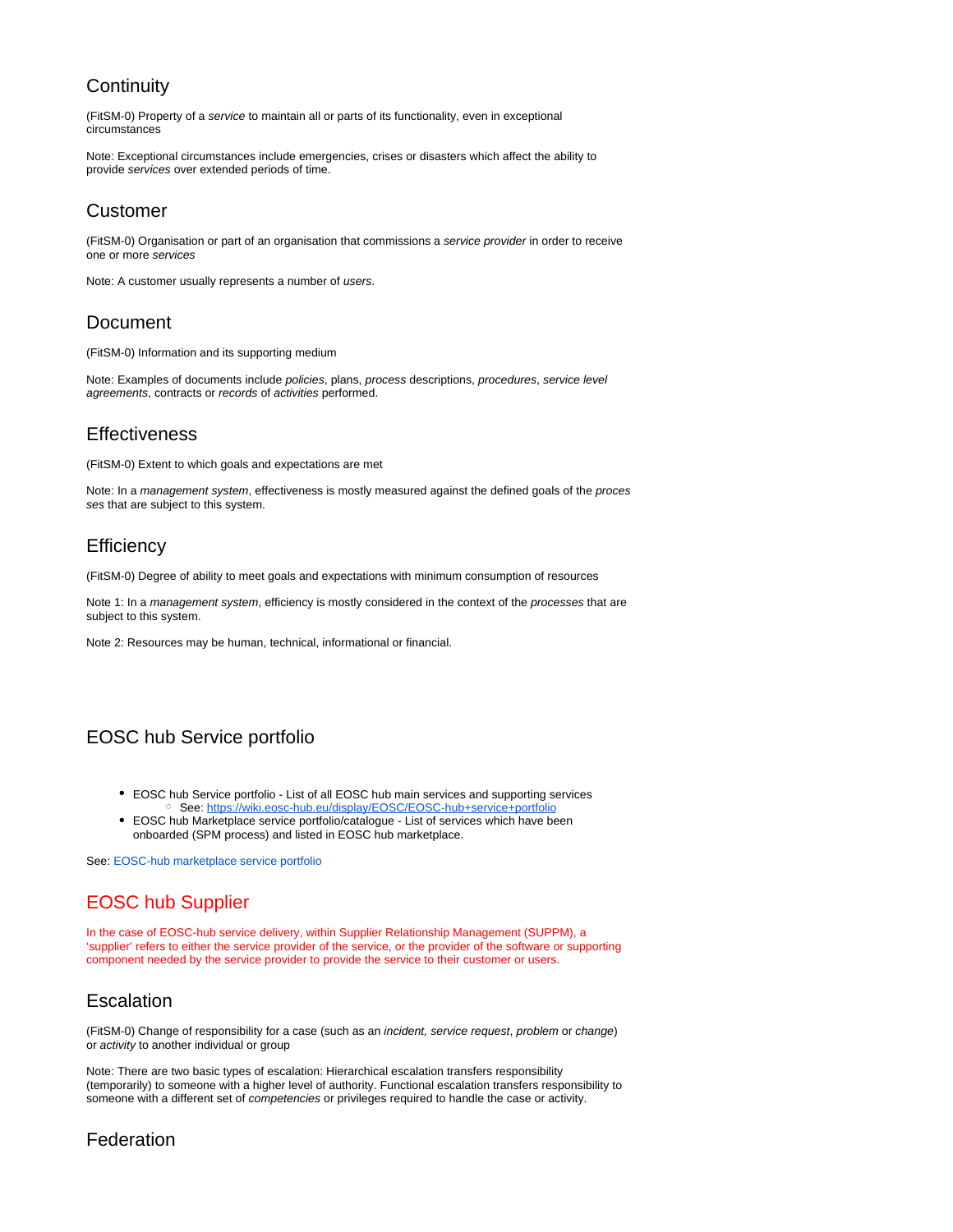## Continuity

(FitSM-0) Property of a *service* to maintain all or parts of its functionality, even in exceptional circumstances

Note: Exceptional circumstances include emergencies, crises or disasters which affect the ability to provide *services* over extended periods of time.

## Customer

(FitSM-0) Organisation or part of an organisation that commissions a *service provider* in order to receive one or more *services*

Note: A customer usually represents a number of *users*.

## Document

(FitSM-0) Information and its supporting medium

Note: Examples of documents include *policies*, plans, *process* descriptions, *procedures*, *service level agreements*, contracts or *records* of *activities* performed.

## Effectiveness

(FitSM-0) Extent to which goals and expectations are met

Note: In a *management system*, effectiveness is mostly measured against the defined goals of the *processes* that are subject to this system.

## Efficiency

(FitSM-0) Degree of ability to meet goals and expectations with minimum consumption of resources

Note 1: In a *management system*, efficiency is mostly considered in the context of the *processes* that are subject to this system.

Note 2: Resources may be human, technical, informational or financial.

## EOSC hub Service portfolio

- EOSC hub Service portfolio - List of all EOSC hub main services and supporting services
  - See: https://wiki.eosc-hub.eu/display/EOSC/EOSC-hub+service+portfolio
- EOSC hub Marketplace service portfolio/catalogue - List of services which have been onboarded (SPM process) and listed in EOSC hub marketplace.

See: EOSC-hub marketplace service portfolio

## EOSC hub Supplier

In the case of EOSC-hub service delivery, within Supplier Relationship Management (SUPPM), a 'supplier' refers to either the service provider of the service, or the provider of the software or supporting component needed by the service provider to provide the service to their customer or users.

## Escalation

(FitSM-0) Change of responsibility for a case (such as an *incident, service request*, *problem* or *change*) or *activity* to another individual or group

Note: There are two basic types of escalation: Hierarchical escalation transfers responsibility (temporarily) to someone with a higher level of authority. Functional escalation transfers responsibility to someone with a different set of *competencies* or privileges required to handle the case or activity.

## Federation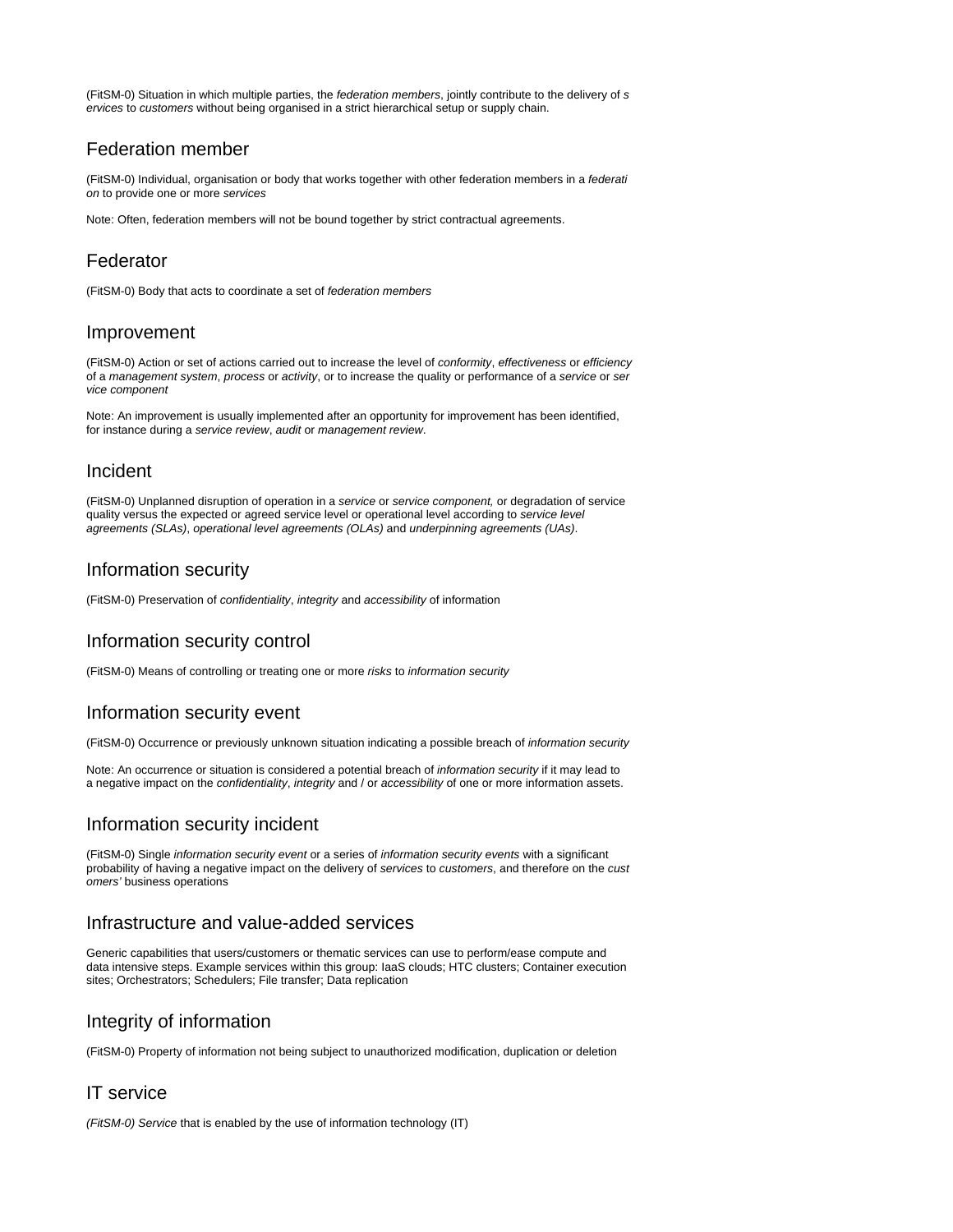(FitSM-0) Situation in which multiple parties, the *federation members*, jointly contribute to the delivery of *services* to *customers* without being organised in a strict hierarchical setup or supply chain.

## Federation member

(FitSM-0) Individual, organisation or body that works together with other federation members in a *federation* to provide one or more *services*

Note: Often, federation members will not be bound together by strict contractual agreements.

## Federator

(FitSM-0) Body that acts to coordinate a set of *federation members*

## Improvement

(FitSM-0) Action or set of actions carried out to increase the level of *conformity*, *effectiveness* or *efficiency* of a *management system*, *process* or *activity*, or to increase the quality or performance of a *service* or *service component*

Note: An improvement is usually implemented after an opportunity for improvement has been identified, for instance during a *service review*, *audit* or *management review*.

## Incident

(FitSM-0) Unplanned disruption of operation in a *service* or *service component,* or degradation of service quality versus the expected or agreed service level or operational level according to *service level agreements (SLAs)*, *operational level agreements (OLAs)* and *underpinning agreements (UAs)*.

## Information security

(FitSM-0) Preservation of *confidentiality*, *integrity* and *accessibility* of information

## Information security control

(FitSM-0) Means of controlling or treating one or more *risks* to *information security*

## Information security event

(FitSM-0) Occurrence or previously unknown situation indicating a possible breach of *information security*

Note: An occurrence or situation is considered a potential breach of *information security* if it may lead to a negative impact on the *confidentiality*, *integrity* and / or *accessibility* of one or more information assets.

## Information security incident

(FitSM-0) Single *information security event* or a series of *information security events* with a significant probability of having a negative impact on the delivery of *services* to *customers*, and therefore on the *customers'* business operations

## Infrastructure and value-added services

Generic capabilities that users/customers or thematic services can use to perform/ease compute and data intensive steps. Example services within this group: IaaS clouds; HTC clusters; Container execution sites; Orchestrators; Schedulers; File transfer; Data replication

## Integrity of information

(FitSM-0) Property of information not being subject to unauthorized modification, duplication or deletion

## IT service

*(FitSM-0) Service* that is enabled by the use of information technology (IT)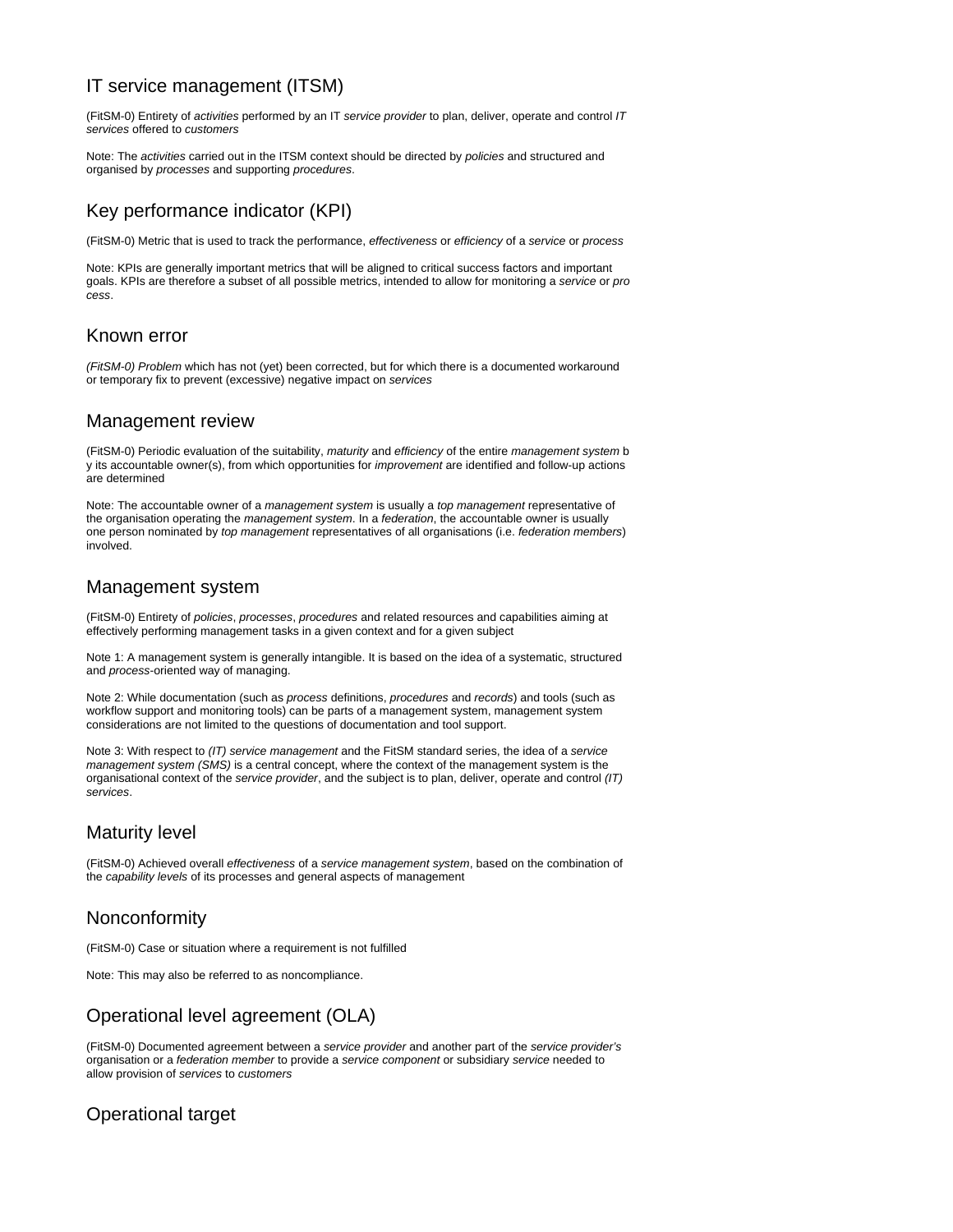## IT service management (ITSM)

(FitSM-0) Entirety of *activities* performed by an IT *service provider* to plan, deliver, operate and control *IT services* offered to *customers*

Note: The *activities* carried out in the ITSM context should be directed by *policies* and structured and organised by *processes* and supporting *procedures*.

## Key performance indicator (KPI)

(FitSM-0) Metric that is used to track the performance, *effectiveness* or *efficiency* of a *service* or *process*

Note: KPIs are generally important metrics that will be aligned to critical success factors and important goals. KPIs are therefore a subset of all possible metrics, intended to allow for monitoring a *service* or *process*.

## Known error

*(FitSM-0) Problem* which has not (yet) been corrected, but for which there is a documented workaround or temporary fix to prevent (excessive) negative impact on *services*

## Management review

(FitSM-0) Periodic evaluation of the suitability, *maturity* and *efficiency* of the entire *management system* by its accountable owner(s), from which opportunities for *improvement* are identified and follow-up actions are determined

Note: The accountable owner of a *management system* is usually a *top management* representative of the organisation operating the *management system*. In a *federation*, the accountable owner is usually one person nominated by *top management* representatives of all organisations (i.e. *federation members*) involved.

## Management system

(FitSM-0) Entirety of *policies*, *processes*, *procedures* and related resources and capabilities aiming at effectively performing management tasks in a given context and for a given subject

Note 1: A management system is generally intangible. It is based on the idea of a systematic, structured and *process*-oriented way of managing.

Note 2: While documentation (such as *process* definitions, *procedures* and *records*) and tools (such as workflow support and monitoring tools) can be parts of a management system, management system considerations are not limited to the questions of documentation and tool support.

Note 3: With respect to *(IT) service management* and the FitSM standard series, the idea of a *service management system (SMS)* is a central concept, where the context of the management system is the organisational context of the *service provider*, and the subject is to plan, deliver, operate and control *(IT) services*.

## Maturity level

(FitSM-0) Achieved overall *effectiveness* of a *service management system*, based on the combination of the *capability levels* of its processes and general aspects of management

## Nonconformity

(FitSM-0) Case or situation where a requirement is not fulfilled

Note: This may also be referred to as noncompliance.

## Operational level agreement (OLA)

(FitSM-0) Documented agreement between a *service provider* and another part of the *service provider's* organisation or a *federation member* to provide a *service component* or subsidiary *service* needed to allow provision of *services* to *customers*

## Operational target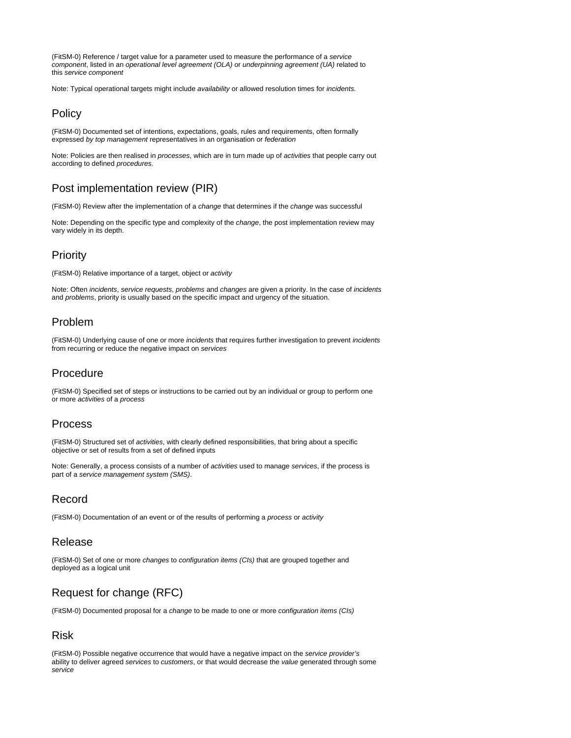(FitSM-0) Reference / target value for a parameter used to measure the performance of a *service component*, listed in an *operational level agreement (OLA)* or *underpinning agreement (UA)* related to this *service component*

Note: Typical operational targets might include *availability* or allowed resolution times for *incidents.*

## Policy

(FitSM-0) Documented set of intentions, expectations, goals, rules and requirements, often formally expressed *by top management* representatives in an organisation or *federation*

Note: Policies are then realised in *processes*, which are in turn made up of *activities* that people carry out according to defined *procedures.*

## Post implementation review (PIR)

(FitSM-0) Review after the implementation of a *change* that determines if the *change* was successful

Note: Depending on the specific type and complexity of the *change*, the post implementation review may vary widely in its depth.

## Priority

(FitSM-0) Relative importance of a target, object or *activity*

Note: Often *incidents*, *service requests*, *problems* and *changes* are given a priority. In the case of *incidents* and *problems*, priority is usually based on the specific impact and urgency of the situation.

## Problem

(FitSM-0) Underlying cause of one or more *incidents* that requires further investigation to prevent *incidents* from recurring or reduce the negative impact on *services*

## Procedure

(FitSM-0) Specified set of steps or instructions to be carried out by an individual or group to perform one or more *activities* of a *process*

## Process

(FitSM-0) Structured set of *activities*, with clearly defined responsibilities, that bring about a specific objective or set of results from a set of defined inputs

Note: Generally, a process consists of a number of *activities* used to manage *services*, if the process is part of a *service management system (SMS)*.

## Record

(FitSM-0) Documentation of an event or of the results of performing a *process* or *activity*

## Release

(FitSM-0) Set of one or more *changes* to *configuration items (CIs)* that are grouped together and deployed as a logical unit

## Request for change (RFC)

(FitSM-0) Documented proposal for a *change* to be made to one or more *configuration items (CIs)*

## Risk

(FitSM-0) Possible negative occurrence that would have a negative impact on the *service provider's* ability to deliver agreed *services* to *customers*, or that would decrease the *value* generated through some *service*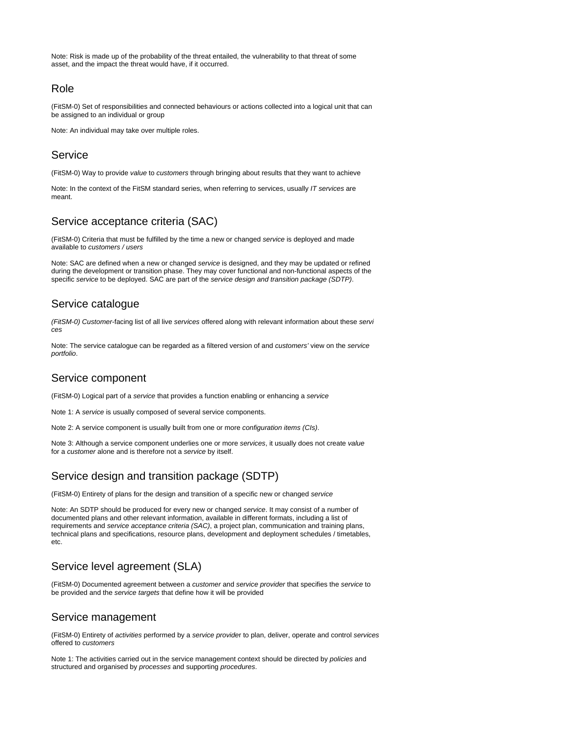Note: Risk is made up of the probability of the threat entailed, the vulnerability to that threat of some asset, and the impact the threat would have, if it occurred.

## Role

(FitSM-0) Set of responsibilities and connected behaviours or actions collected into a logical unit that can be assigned to an individual or group

Note: An individual may take over multiple roles.

## Service

(FitSM-0) Way to provide *value* to *customers* through bringing about results that they want to achieve

Note: In the context of the FitSM standard series, when referring to services, usually *IT services* are meant.

## Service acceptance criteria (SAC)

(FitSM-0) Criteria that must be fulfilled by the time a new or changed *service* is deployed and made available to *customers / users*

Note: SAC are defined when a new or changed *service* is designed, and they may be updated or refined during the development or transition phase. They may cover functional and non-functional aspects of the specific *service* to be deployed. SAC are part of the *service design and transition package (SDTP)*.

## Service catalogue

*(FitSM-0) Customer*-facing list of all live *services* offered along with relevant information about these *services*

Note: The service catalogue can be regarded as a filtered version of and *customers'* view on the *service portfolio*.

## Service component

(FitSM-0) Logical part of a *service* that provides a function enabling or enhancing a *service*

Note 1: A *service* is usually composed of several service components.

Note 2: A service component is usually built from one or more *configuration items (CIs)*.

Note 3: Although a service component underlies one or more *services*, it usually does not create *value* for a *customer* alone and is therefore not a *service* by itself.

## Service design and transition package (SDTP)

(FitSM-0) Entirety of plans for the design and transition of a specific new or changed *service*

Note: An SDTP should be produced for every new or changed *service*. It may consist of a number of documented plans and other relevant information, available in different formats, including a list of requirements and *service acceptance criteria (SAC)*, a project plan, communication and training plans, technical plans and specifications, resource plans, development and deployment schedules / timetables, etc.

## Service level agreement (SLA)

(FitSM-0) Documented agreement between a *customer* and *service provider* that specifies the *service* to be provided and the *service targets* that define how it will be provided

## Service management

(FitSM-0) Entirety of *activities* performed by a *service provider* to plan, deliver, operate and control *services* offered to *customers*

Note 1: The activities carried out in the service management context should be directed by *policies* and structured and organised by *processes* and supporting *procedures*.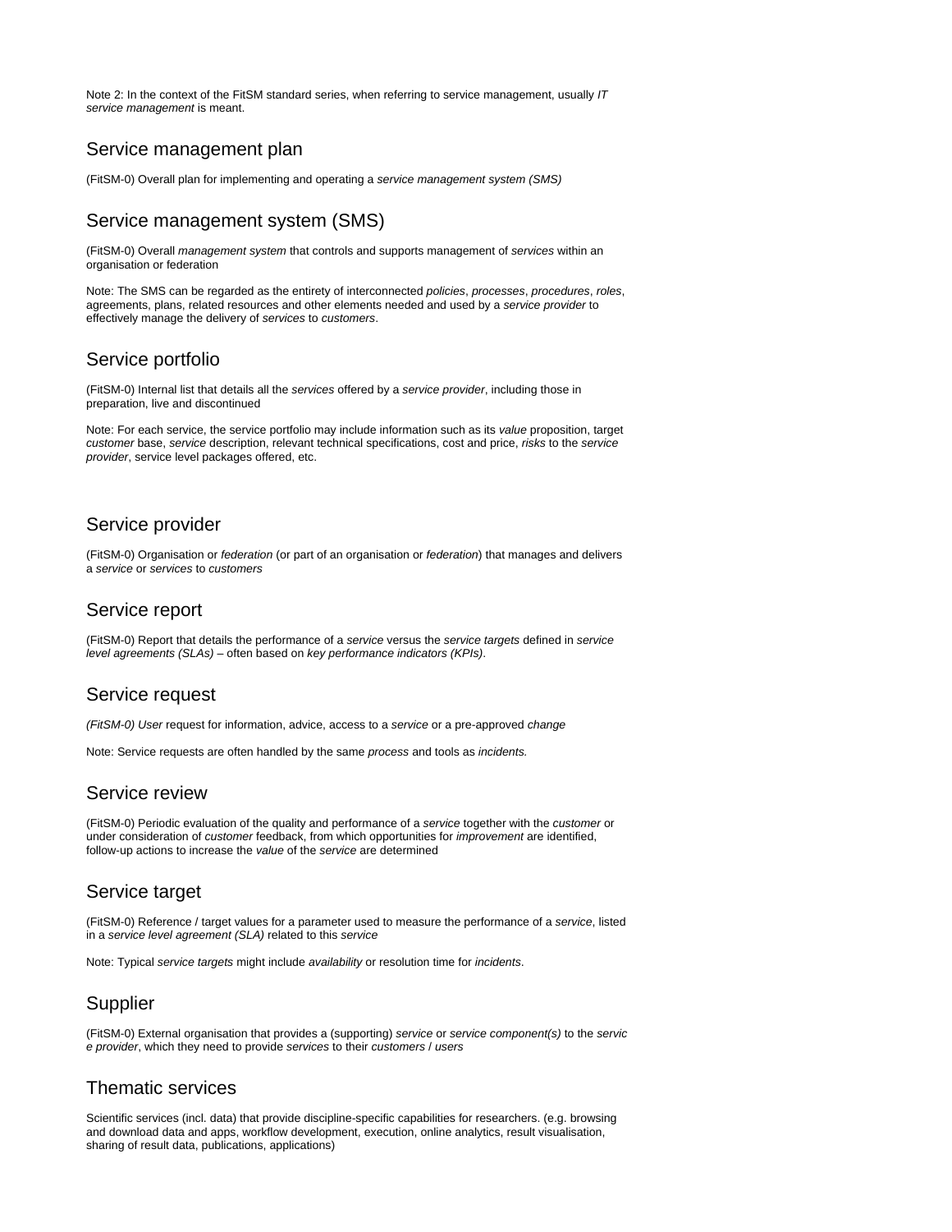Note 2: In the context of the FitSM standard series, when referring to service management, usually *IT service management* is meant.

## Service management plan

(FitSM-0) Overall plan for implementing and operating a *service management system (SMS)*

## Service management system (SMS)

(FitSM-0) Overall *management system* that controls and supports management of *services* within an organisation or federation

Note: The SMS can be regarded as the entirety of interconnected *policies*, *processes*, *procedures*, *roles*, agreements, plans, related resources and other elements needed and used by a *service provider* to effectively manage the delivery of *services* to *customers*.

## Service portfolio

(FitSM-0) Internal list that details all the *services* offered by a *service provider*, including those in preparation, live and discontinued

Note: For each service, the service portfolio may include information such as its *value* proposition, target *customer* base, *service* description, relevant technical specifications, cost and price, *risks* to the *service provider*, service level packages offered, etc.

## Service provider

(FitSM-0) Organisation or *federation* (or part of an organisation or *federation*) that manages and delivers a *service* or *services* to *customers*

## Service report

(FitSM-0) Report that details the performance of a *service* versus the *service targets* defined in *service level agreements (SLAs)* – often based on *key performance indicators (KPIs)*.

## Service request

*(FitSM-0) User* request for information, advice, access to a *service* or a pre-approved *change*

Note: Service requests are often handled by the same *process* and tools as *incidents.*

## Service review

(FitSM-0) Periodic evaluation of the quality and performance of a *service* together with the *customer* or under consideration of *customer* feedback, from which opportunities for *improvement* are identified, follow-up actions to increase the *value* of the *service* are determined

## Service target

(FitSM-0) Reference / target values for a parameter used to measure the performance of a *service*, listed in a *service level agreement (SLA)* related to this *service*

Note: Typical *service targets* might include *availability* or resolution time for *incidents*.

## Supplier

(FitSM-0) External organisation that provides a (supporting) *service* or *service component(s)* to the *service provider*, which they need to provide *services* to their *customers* / *users*

## Thematic services

Scientific services (incl. data) that provide discipline-specific capabilities for researchers. (e.g. browsing and download data and apps, workflow development, execution, online analytics, result visualisation, sharing of result data, publications, applications)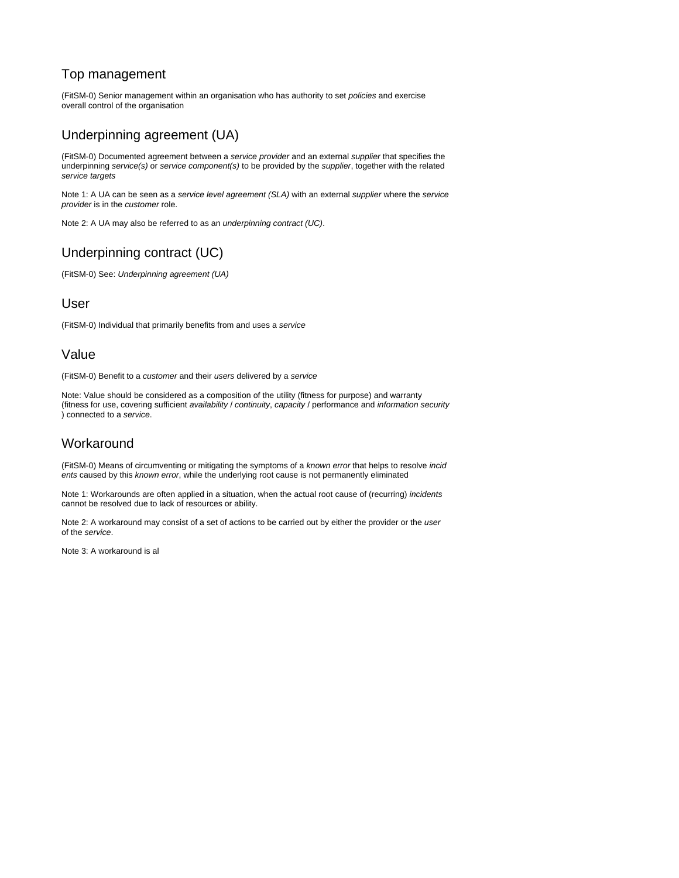## Top management

(FitSM-0) Senior management within an organisation who has authority to set *policies* and exercise overall control of the organisation

## Underpinning agreement (UA)

(FitSM-0) Documented agreement between a *service provider* and an external *supplier* that specifies the underpinning *service(s)* or *service component(s)* to be provided by the *supplier*, together with the related *service targets*

Note 1: A UA can be seen as a *service level agreement (SLA)* with an external *supplier* where the *service provider* is in the *customer* role.

Note 2: A UA may also be referred to as an *underpinning contract (UC)*.

## Underpinning contract (UC)

(FitSM-0) See: *Underpinning agreement (UA)*

## User

(FitSM-0) Individual that primarily benefits from and uses a *service*

## Value

(FitSM-0) Benefit to a *customer* and their *users* delivered by a *service*

Note: Value should be considered as a composition of the utility (fitness for purpose) and warranty (fitness for use, covering sufficient *availability* / *continuity*, *capacity* / performance and *information security* ) connected to a *service*.

## Workaround

(FitSM-0) Means of circumventing or mitigating the symptoms of a *known error* that helps to resolve *incidents* caused by this *known error*, while the underlying root cause is not permanently eliminated

Note 1: Workarounds are often applied in a situation, when the actual root cause of (recurring) *incidents* cannot be resolved due to lack of resources or ability.

Note 2: A workaround may consist of a set of actions to be carried out by either the provider or the *user* of the *service*.

Note 3: A workaround is al